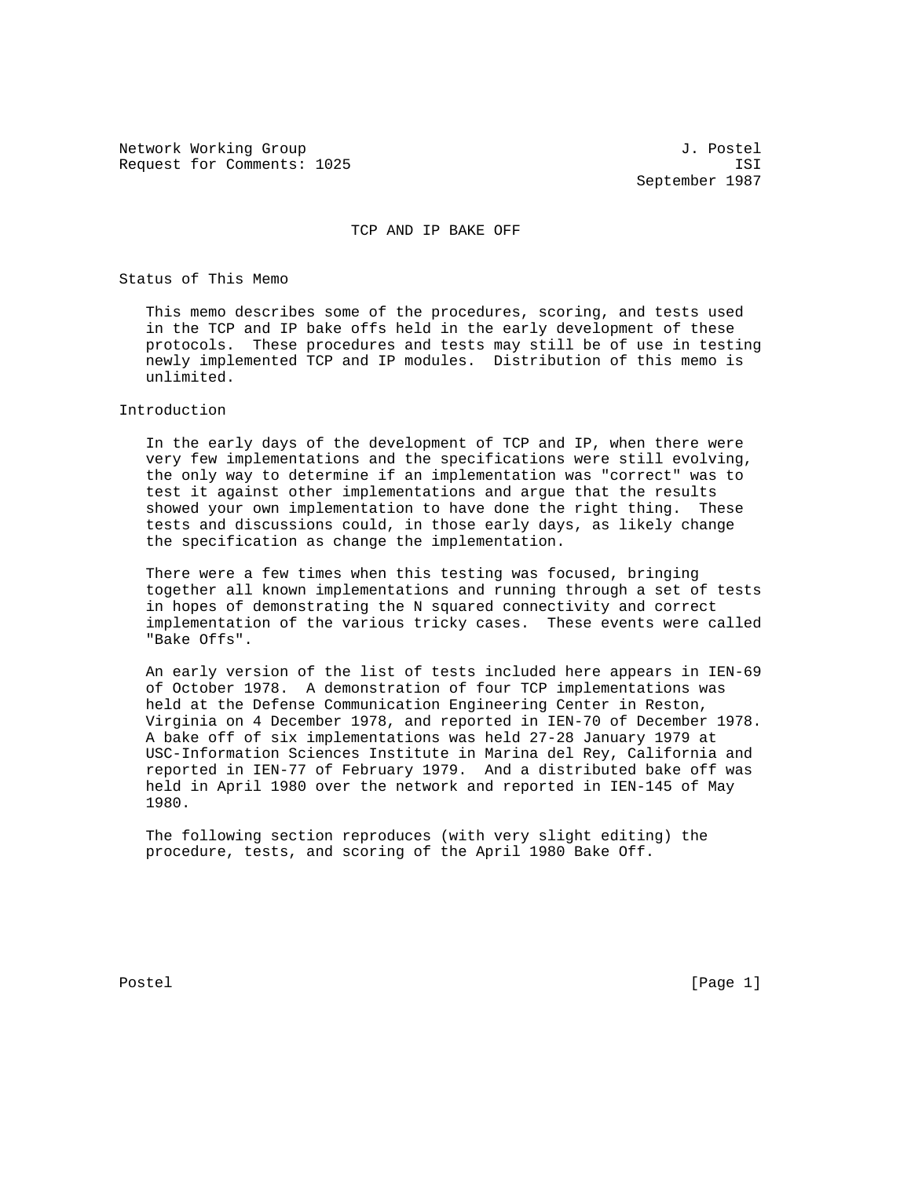Network Working Group J. Postel
Request for Comments: 1025 ISI
September 1987

# TCP AND IP BAKE OFF

## Status of This Memo

This memo describes some of the procedures, scoring, and tests used in the TCP and IP bake offs held in the early development of these protocols. These procedures and tests may still be of use in testing newly implemented TCP and IP modules. Distribution of this memo is unlimited.

## Introduction

In the early days of the development of TCP and IP, when there were very few implementations and the specifications were still evolving, the only way to determine if an implementation was "correct" was to test it against other implementations and argue that the results showed your own implementation to have done the right thing. These tests and discussions could, in those early days, as likely change the specification as change the implementation.

There were a few times when this testing was focused, bringing together all known implementations and running through a set of tests in hopes of demonstrating the N squared connectivity and correct implementation of the various tricky cases. These events were called "Bake Offs".

An early version of the list of tests included here appears in IEN-69 of October 1978. A demonstration of four TCP implementations was held at the Defense Communication Engineering Center in Reston, Virginia on 4 December 1978, and reported in IEN-70 of December 1978. A bake off of six implementations was held 27-28 January 1979 at USC-Information Sciences Institute in Marina del Rey, California and reported in IEN-77 of February 1979. And a distributed bake off was held in April 1980 over the network and reported in IEN-145 of May 1980.

The following section reproduces (with very slight editing) the procedure, tests, and scoring of the April 1980 Bake Off.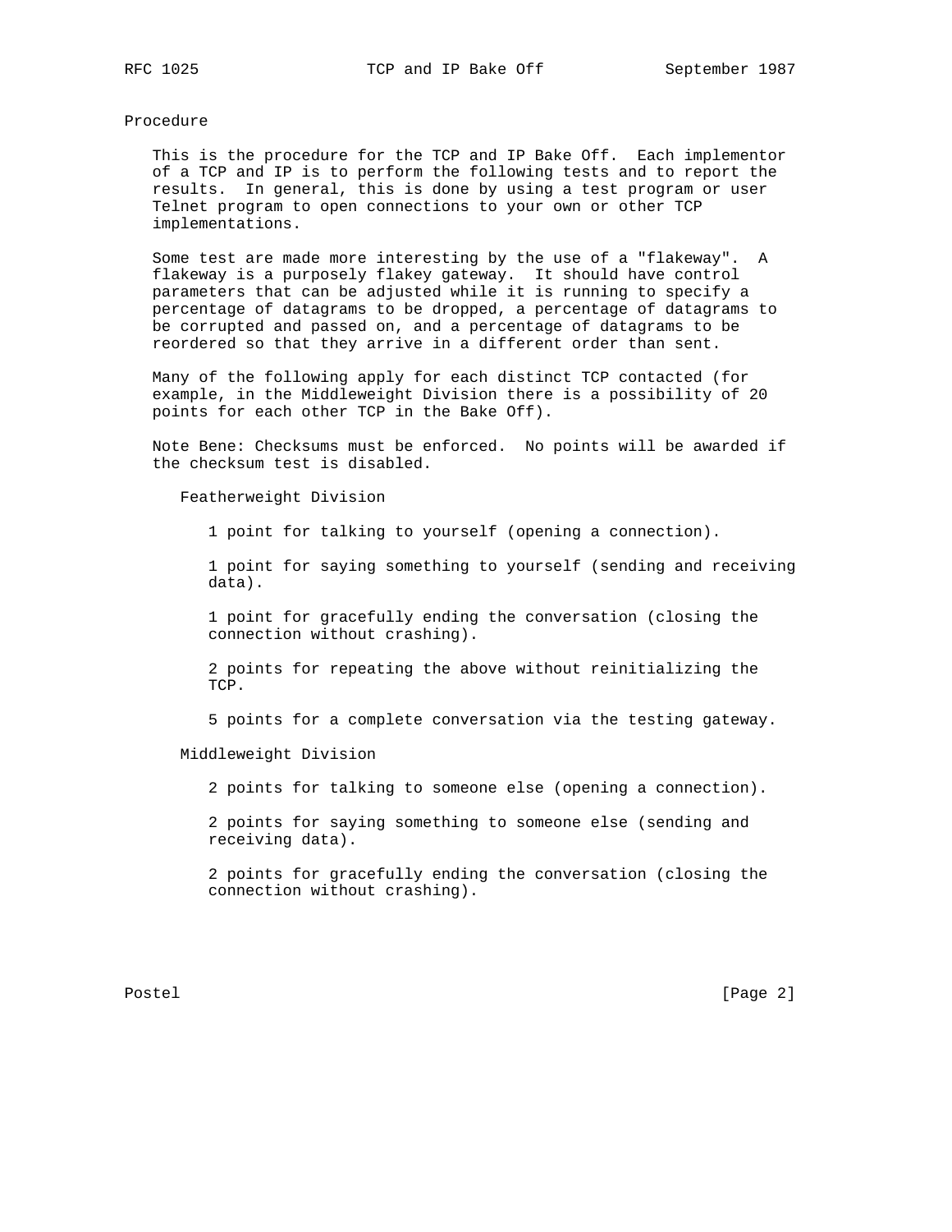## Procedure

This is the procedure for the TCP and IP Bake Off. Each implementor of a TCP and IP is to perform the following tests and to report the results. In general, this is done by using a test program or user Telnet program to open connections to your own or other TCP implementations.

Some test are made more interesting by the use of a "flakeway". A flakeway is a purposely flakey gateway. It should have control parameters that can be adjusted while it is running to specify a percentage of datagrams to be dropped, a percentage of datagrams to be corrupted and passed on, and a percentage of datagrams to be reordered so that they arrive in a different order than sent.

Many of the following apply for each distinct TCP contacted (for example, in the Middleweight Division there is a possibility of 20 points for each other TCP in the Bake Off).

Note Bene: Checksums must be enforced. No points will be awarded if the checksum test is disabled.

### Featherweight Division

1 point for talking to yourself (opening a connection).

1 point for saying something to yourself (sending and receiving data).

1 point for gracefully ending the conversation (closing the connection without crashing).

2 points for repeating the above without reinitializing the TCP.

5 points for a complete conversation via the testing gateway.

### Middleweight Division

2 points for talking to someone else (opening a connection).

2 points for saying something to someone else (sending and receiving data).

2 points for gracefully ending the conversation (closing the connection without crashing).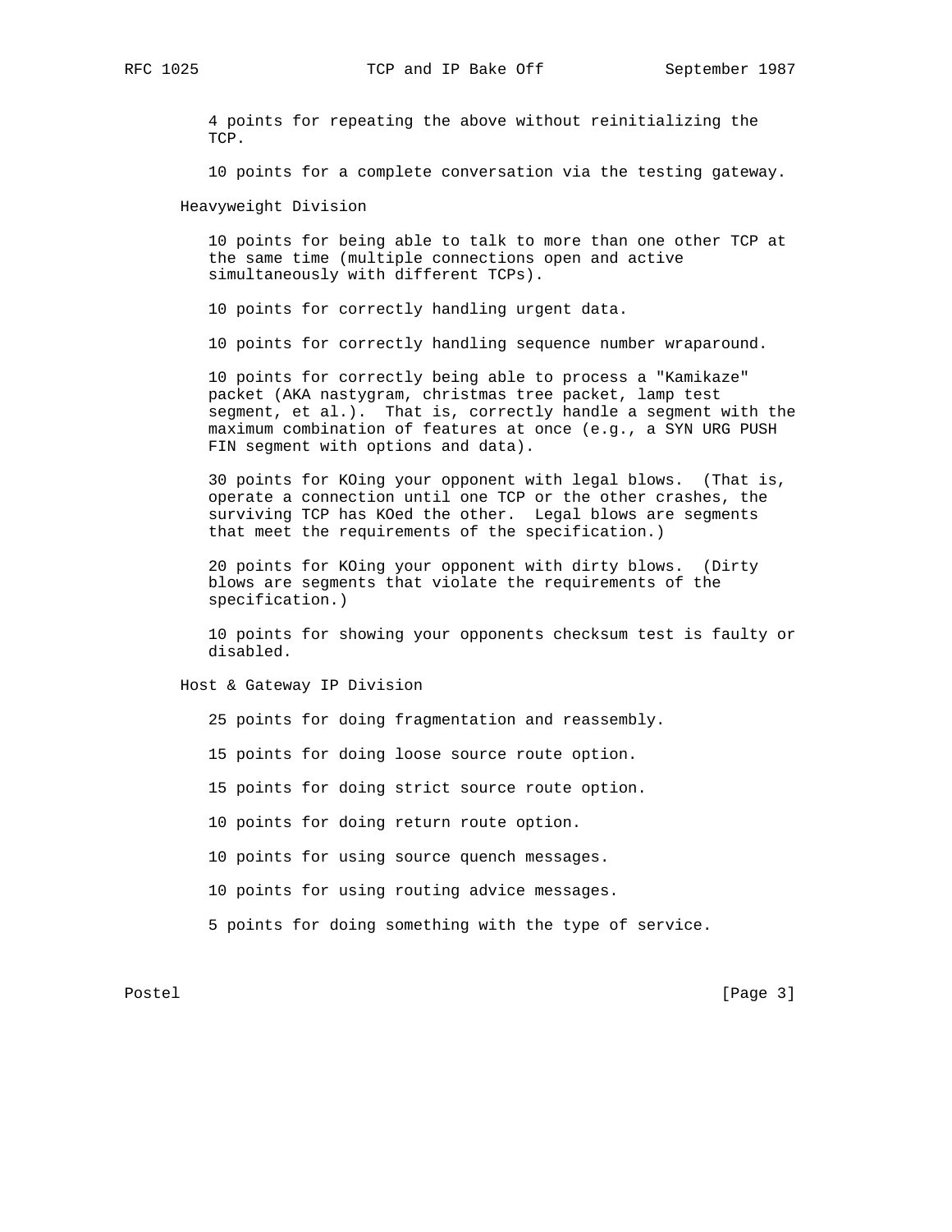4 points for repeating the above without reinitializing the TCP.

10 points for a complete conversation via the testing gateway.

### Heavyweight Division

10 points for being able to talk to more than one other TCP at the same time (multiple connections open and active simultaneously with different TCPs).

10 points for correctly handling urgent data.

10 points for correctly handling sequence number wraparound.

10 points for correctly being able to process a "Kamikaze" packet (AKA nastygram, christmas tree packet, lamp test segment, et al.). That is, correctly handle a segment with the maximum combination of features at once (e.g., a SYN URG PUSH FIN segment with options and data).

30 points for KOing your opponent with legal blows. (That is, operate a connection until one TCP or the other crashes, the surviving TCP has KOed the other. Legal blows are segments that meet the requirements of the specification.)

20 points for KOing your opponent with dirty blows. (Dirty blows are segments that violate the requirements of the specification.)

10 points for showing your opponents checksum test is faulty or disabled.

### Host & Gateway IP Division

25 points for doing fragmentation and reassembly.

15 points for doing loose source route option.

15 points for doing strict source route option.

10 points for doing return route option.

10 points for using source quench messages.

10 points for using routing advice messages.

5 points for doing something with the type of service.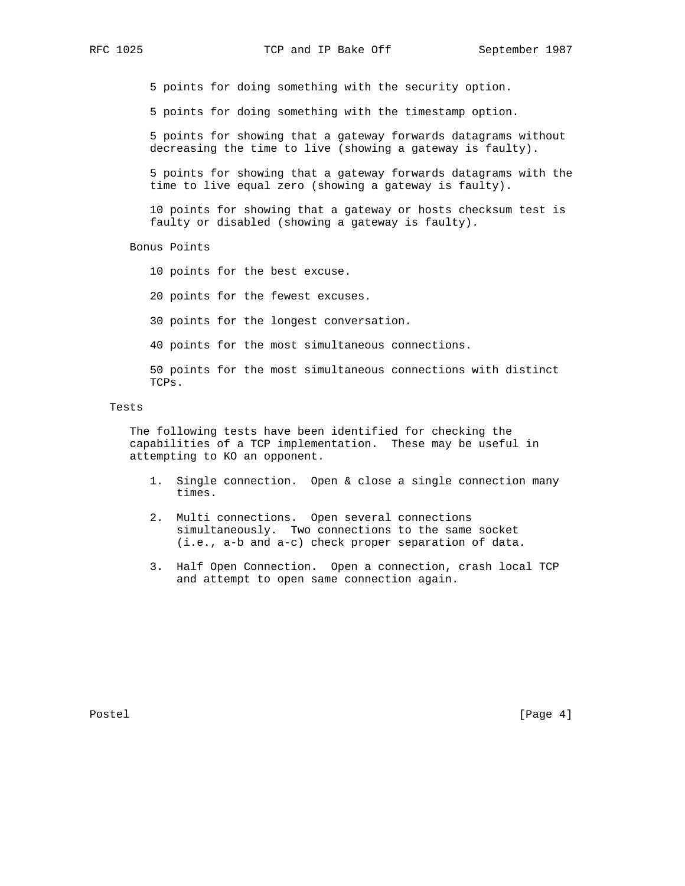5 points for doing something with the security option.

5 points for doing something with the timestamp option.

5 points for showing that a gateway forwards datagrams without decreasing the time to live (showing a gateway is faulty).

5 points for showing that a gateway forwards datagrams with the time to live equal zero (showing a gateway is faulty).

10 points for showing that a gateway or hosts checksum test is faulty or disabled (showing a gateway is faulty).

### Bonus Points

10 points for the best excuse.

20 points for the fewest excuses.

30 points for the longest conversation.

40 points for the most simultaneous connections.

50 points for the most simultaneous connections with distinct TCPs.

## Tests

The following tests have been identified for checking the capabilities of a TCP implementation. These may be useful in attempting to KO an opponent.

1. Single connection. Open & close a single connection many times.

2. Multi connections. Open several connections simultaneously. Two connections to the same socket (i.e., a-b and a-c) check proper separation of data.

3. Half Open Connection. Open a connection, crash local TCP and attempt to open same connection again.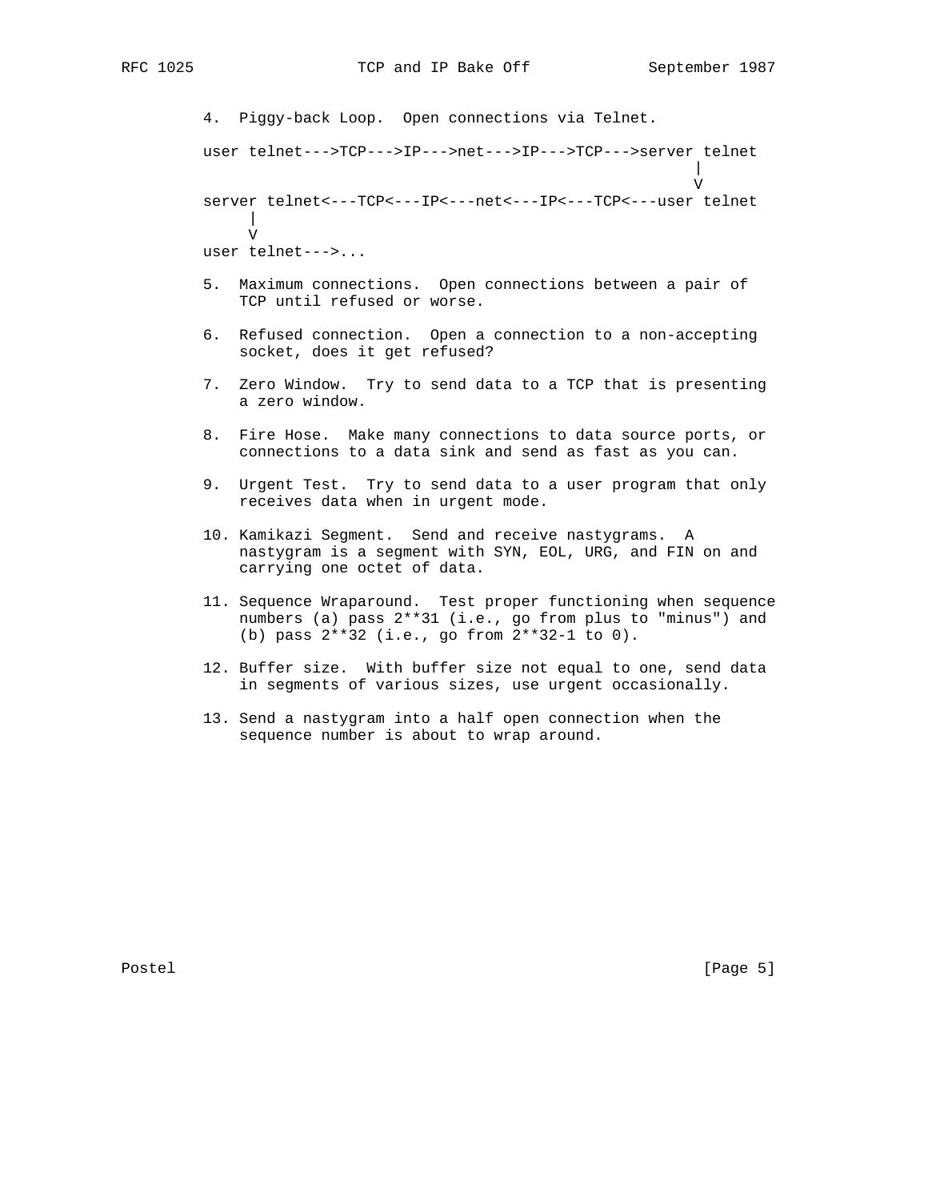4. Piggy-back Loop. Open connections via Telnet.

```
user telnet--->TCP--->IP--->net--->IP--->TCP--->server telnet
                                                      |
                                                      V
server telnet<---TCP<---IP<---net<---IP<---TCP<---user telnet
     |
     V
user telnet--->...
```

5. Maximum connections. Open connections between a pair of TCP until refused or worse.

6. Refused connection. Open a connection to a non-accepting socket, does it get refused?

7. Zero Window. Try to send data to a TCP that is presenting a zero window.

8. Fire Hose. Make many connections to data source ports, or connections to a data sink and send as fast as you can.

9. Urgent Test. Try to send data to a user program that only receives data when in urgent mode.

10. Kamikazi Segment. Send and receive nastygrams. A nastygram is a segment with SYN, EOL, URG, and FIN on and carrying one octet of data.

11. Sequence Wraparound. Test proper functioning when sequence numbers (a) pass 2**31 (i.e., go from plus to "minus") and (b) pass 2**32 (i.e., go from 2**32-1 to 0).

12. Buffer size. With buffer size not equal to one, send data in segments of various sizes, use urgent occasionally.

13. Send a nastygram into a half open connection when the sequence number is about to wrap around.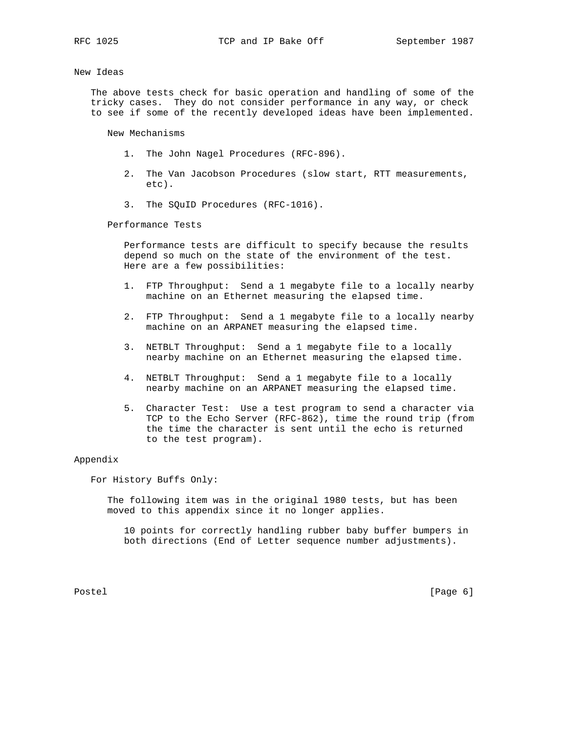## New Ideas

The above tests check for basic operation and handling of some of the tricky cases. They do not consider performance in any way, or check to see if some of the recently developed ideas have been implemented.

### New Mechanisms

1. The John Nagel Procedures (RFC-896).

2. The Van Jacobson Procedures (slow start, RTT measurements, etc).

3. The SQuID Procedures (RFC-1016).

### Performance Tests

Performance tests are difficult to specify because the results depend so much on the state of the environment of the test. Here are a few possibilities:

1. FTP Throughput: Send a 1 megabyte file to a locally nearby machine on an Ethernet measuring the elapsed time.

2. FTP Throughput: Send a 1 megabyte file to a locally nearby machine on an ARPANET measuring the elapsed time.

3. NETBLT Throughput: Send a 1 megabyte file to a locally nearby machine on an Ethernet measuring the elapsed time.

4. NETBLT Throughput: Send a 1 megabyte file to a locally nearby machine on an ARPANET measuring the elapsed time.

5. Character Test: Use a test program to send a character via TCP to the Echo Server (RFC-862), time the round trip (from the time the character is sent until the echo is returned to the test program).

## Appendix

For History Buffs Only:

The following item was in the original 1980 tests, but has been moved to this appendix since it no longer applies.

10 points for correctly handling rubber baby buffer bumpers in both directions (End of Letter sequence number adjustments).